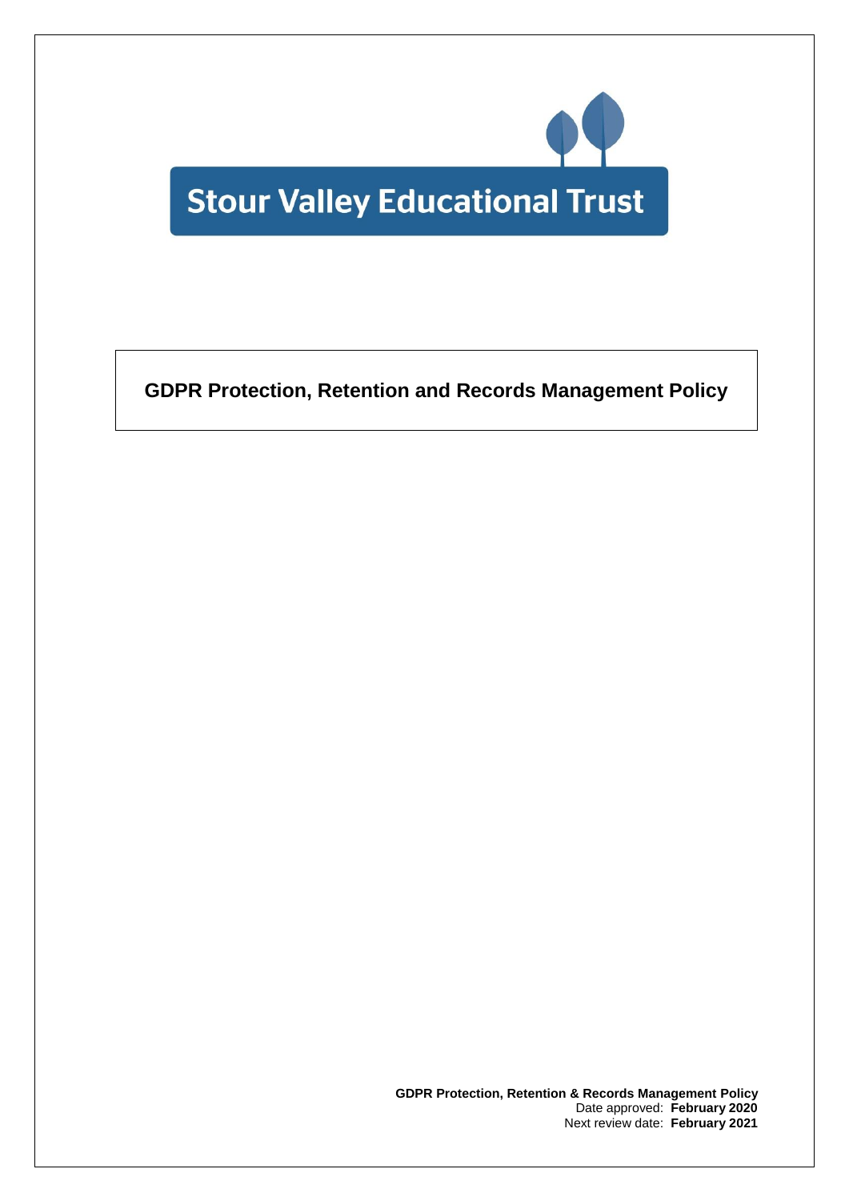Stour Valley Educational Trust

# GDPR Protection, Retention and Records Management Policy

**GDPR Protection, Retention & Records Management Policy**
Date approved: **February 2020**
Next review date: **February 2021**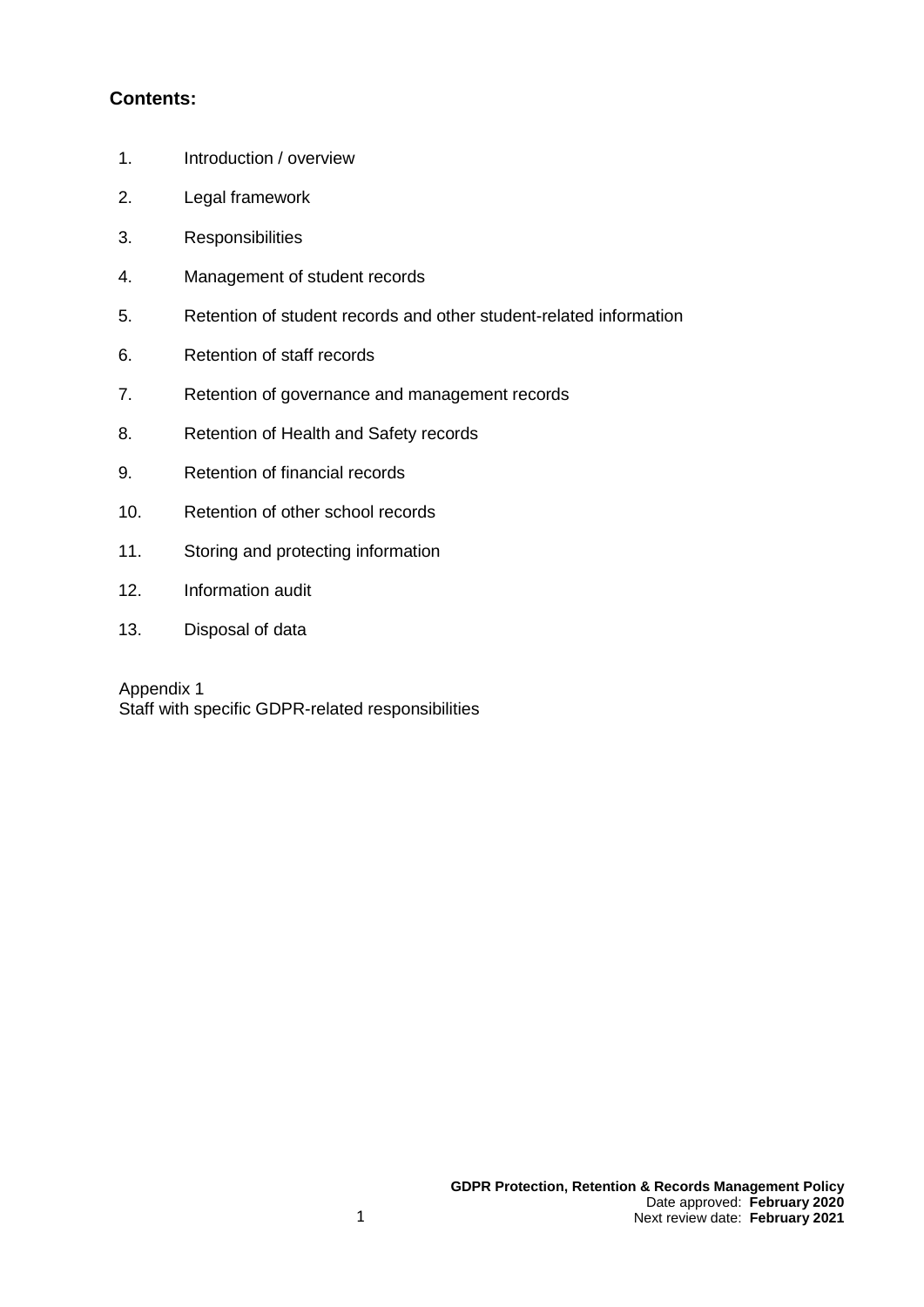**Contents:**

1. Introduction / overview
2. Legal framework
3. Responsibilities
4. Management of student records
5. Retention of student records and other student-related information
6. Retention of staff records
7. Retention of governance and management records
8. Retention of Health and Safety records
9. Retention of financial records
10. Retention of other school records
11. Storing and protecting information
12. Information audit
13. Disposal of data

Appendix 1
Staff with specific GDPR-related responsibilities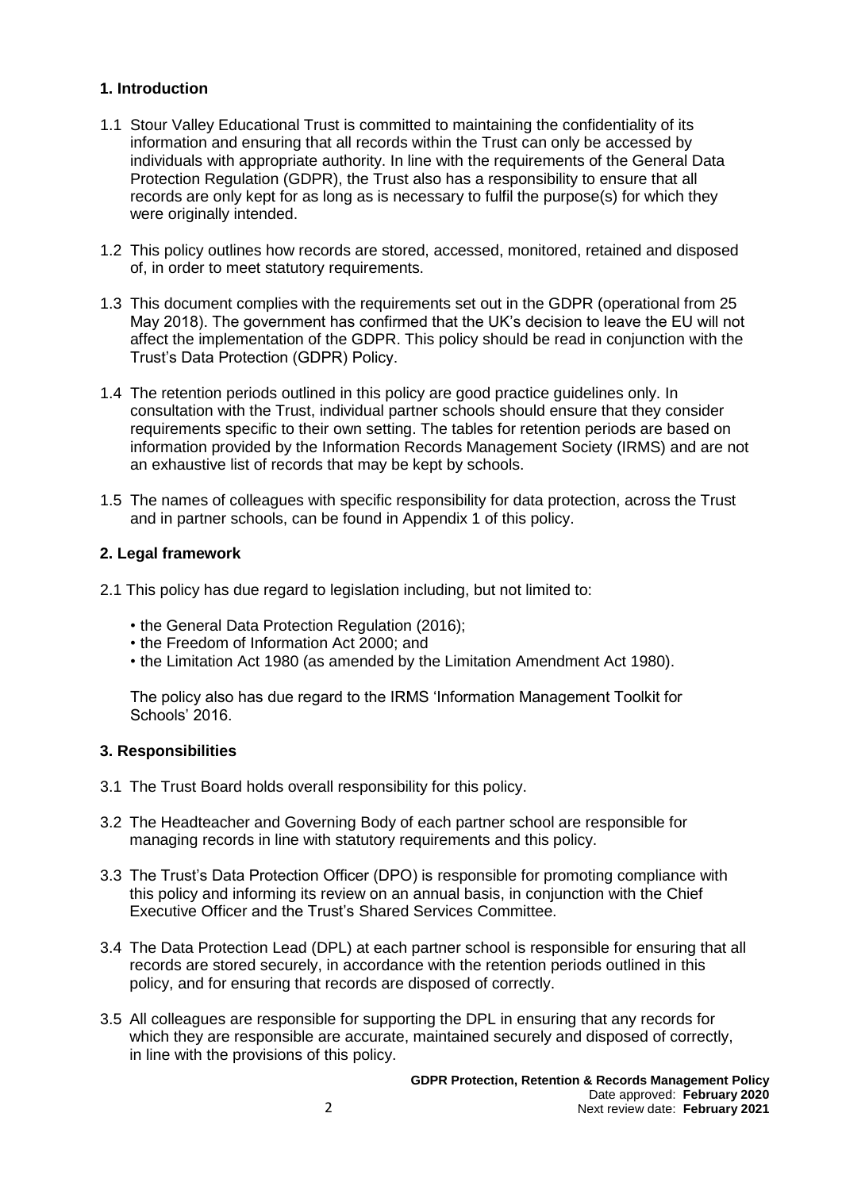## 1. Introduction

1.1 Stour Valley Educational Trust is committed to maintaining the confidentiality of its information and ensuring that all records within the Trust can only be accessed by individuals with appropriate authority. In line with the requirements of the General Data Protection Regulation (GDPR), the Trust also has a responsibility to ensure that all records are only kept for as long as is necessary to fulfil the purpose(s) for which they were originally intended.

1.2 This policy outlines how records are stored, accessed, monitored, retained and disposed of, in order to meet statutory requirements.

1.3 This document complies with the requirements set out in the GDPR (operational from 25 May 2018). The government has confirmed that the UK's decision to leave the EU will not affect the implementation of the GDPR. This policy should be read in conjunction with the Trust's Data Protection (GDPR) Policy.

1.4 The retention periods outlined in this policy are good practice guidelines only. In consultation with the Trust, individual partner schools should ensure that they consider requirements specific to their own setting. The tables for retention periods are based on information provided by the Information Records Management Society (IRMS) and are not an exhaustive list of records that may be kept by schools.

1.5 The names of colleagues with specific responsibility for data protection, across the Trust and in partner schools, can be found in Appendix 1 of this policy.

## 2. Legal framework

2.1 This policy has due regard to legislation including, but not limited to:

- the General Data Protection Regulation (2016);
- the Freedom of Information Act 2000; and
- the Limitation Act 1980 (as amended by the Limitation Amendment Act 1980).

The policy also has due regard to the IRMS 'Information Management Toolkit for Schools' 2016.

## 3. Responsibilities

3.1 The Trust Board holds overall responsibility for this policy.

3.2 The Headteacher and Governing Body of each partner school are responsible for managing records in line with statutory requirements and this policy.

3.3 The Trust's Data Protection Officer (DPO) is responsible for promoting compliance with this policy and informing its review on an annual basis, in conjunction with the Chief Executive Officer and the Trust's Shared Services Committee.

3.4 The Data Protection Lead (DPL) at each partner school is responsible for ensuring that all records are stored securely, in accordance with the retention periods outlined in this policy, and for ensuring that records are disposed of correctly.

3.5 All colleagues are responsible for supporting the DPL in ensuring that any records for which they are responsible are accurate, maintained securely and disposed of correctly, in line with the provisions of this policy.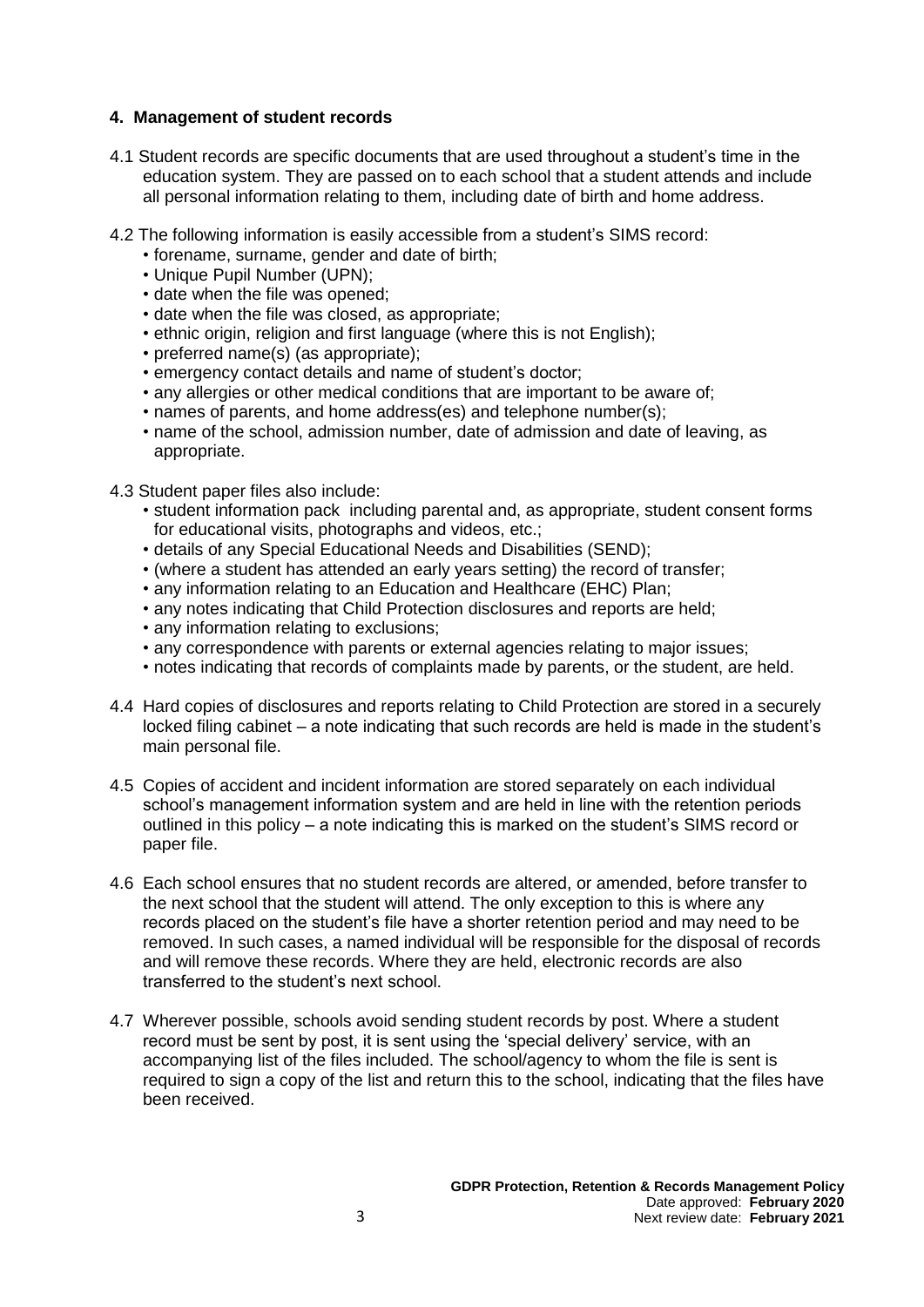## 4. Management of student records

4.1 Student records are specific documents that are used throughout a student's time in the education system. They are passed on to each school that a student attends and include all personal information relating to them, including date of birth and home address.

4.2 The following information is easily accessible from a student's SIMS record:

- forename, surname, gender and date of birth;
- Unique Pupil Number (UPN);
- date when the file was opened;
- date when the file was closed, as appropriate;
- ethnic origin, religion and first language (where this is not English);
- preferred name(s) (as appropriate);
- emergency contact details and name of student's doctor;
- any allergies or other medical conditions that are important to be aware of;
- names of parents, and home address(es) and telephone number(s);
- name of the school, admission number, date of admission and date of leaving, as appropriate.

4.3 Student paper files also include:

- student information pack including parental and, as appropriate, student consent forms for educational visits, photographs and videos, etc.;
- details of any Special Educational Needs and Disabilities (SEND);
- (where a student has attended an early years setting) the record of transfer;
- any information relating to an Education and Healthcare (EHC) Plan;
- any notes indicating that Child Protection disclosures and reports are held;
- any information relating to exclusions;
- any correspondence with parents or external agencies relating to major issues;
- notes indicating that records of complaints made by parents, or the student, are held.

4.4 Hard copies of disclosures and reports relating to Child Protection are stored in a securely locked filing cabinet – a note indicating that such records are held is made in the student's main personal file.

4.5 Copies of accident and incident information are stored separately on each individual school's management information system and are held in line with the retention periods outlined in this policy – a note indicating this is marked on the student's SIMS record or paper file.

4.6 Each school ensures that no student records are altered, or amended, before transfer to the next school that the student will attend. The only exception to this is where any records placed on the student's file have a shorter retention period and may need to be removed. In such cases, a named individual will be responsible for the disposal of records and will remove these records. Where they are held, electronic records are also transferred to the student's next school.

4.7 Wherever possible, schools avoid sending student records by post. Where a student record must be sent by post, it is sent using the 'special delivery' service, with an accompanying list of the files included. The school/agency to whom the file is sent is required to sign a copy of the list and return this to the school, indicating that the files have been received.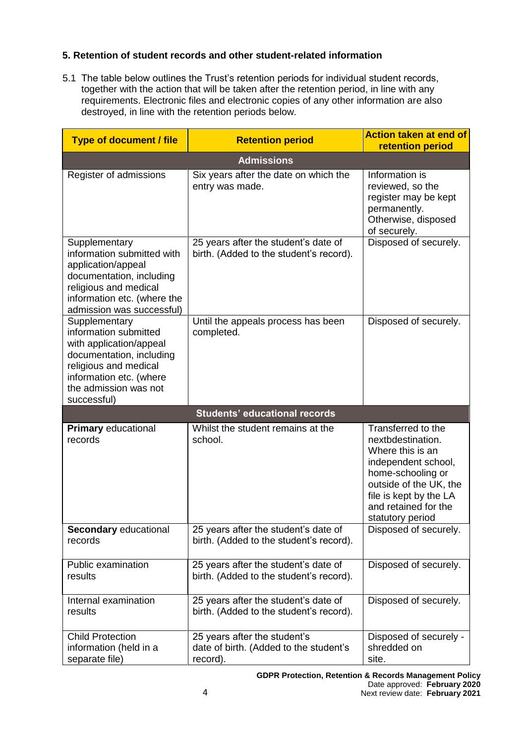### 5. Retention of student records and other student-related information

5.1 The table below outlines the Trust's retention periods for individual student records, together with the action that will be taken after the retention period, in line with any requirements. Electronic files and electronic copies of any other information are also destroyed, in line with the retention periods below.

| Type of document / file | Retention period | Action taken at end of retention period |
|---|---|---|
| **Admissions** | | |
| Register of admissions | Six years after the date on which the entry was made. | Information is reviewed, so the register may be kept permanently. Otherwise, disposed of securely. |
| Supplementary information submitted with application/appeal documentation, including religious and medical information etc. (where the admission was successful) | 25 years after the student's date of birth. (Added to the student's record). | Disposed of securely. |
| Supplementary information submitted with application/appeal documentation, including religious and medical information etc. (where the admission was not successful) | Until the appeals process has been completed. | Disposed of securely. |
| **Students' educational records** | | |
| **Primary** educational records | Whilst the student remains at the school. | Transferred to the nextbdestination. Where this is an independent school, home-schooling or outside of the UK, the file is kept by the LA and retained for the statutory period |
| **Secondary** educational records | 25 years after the student's date of birth. (Added to the student's record). | Disposed of securely. |
| Public examination results | 25 years after the student's date of birth. (Added to the student's record). | Disposed of securely. |
| Internal examination results | 25 years after the student's date of birth. (Added to the student's record). | Disposed of securely. |
| Child Protection information (held in a separate file) | 25 years after the student's date of birth. (Added to the student's record). | Disposed of securely - shredded on site. |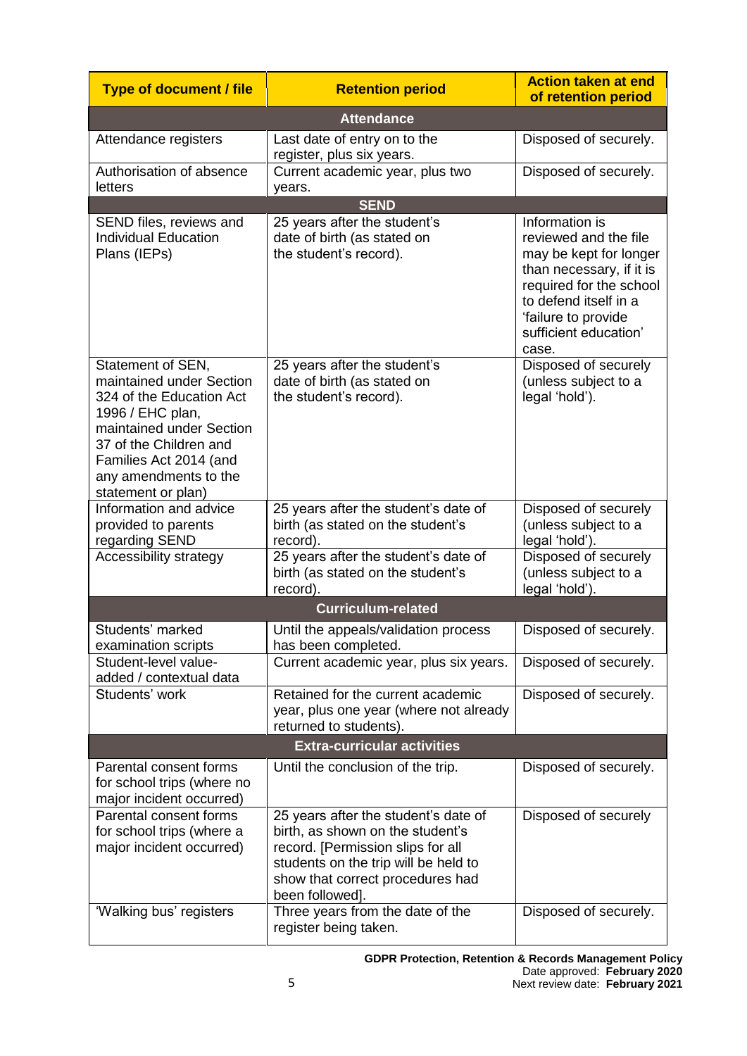| Type of document / file | Retention period | Action taken at end of retention period |
|---|---|---|
| **Attendance** | | |
| Attendance registers | Last date of entry on to the register, plus six years. | Disposed of securely. |
| Authorisation of absence letters | Current academic year, plus two years. | Disposed of securely. |
| **SEND** | | |
| SEND files, reviews and Individual Education Plans (IEPs) | 25 years after the student's date of birth (as stated on the student's record). | Information is reviewed and the file may be kept for longer than necessary, if it is required for the school to defend itself in a 'failure to provide sufficient education' case. |
| Statement of SEN, maintained under Section 324 of the Education Act 1996 / EHC plan, maintained under Section 37 of the Children and Families Act 2014 (and any amendments to the statement or plan) | 25 years after the student's date of birth (as stated on the student's record). | Disposed of securely (unless subject to a legal 'hold'). |
| Information and advice provided to parents regarding SEND | 25 years after the student's date of birth (as stated on the student's record). | Disposed of securely (unless subject to a legal 'hold'). |
| Accessibility strategy | 25 years after the student's date of birth (as stated on the student's record). | Disposed of securely (unless subject to a legal 'hold'). |
| **Curriculum-related** | | |
| Students' marked examination scripts | Until the appeals/validation process has been completed. | Disposed of securely. |
| Student-level value-added / contextual data | Current academic year, plus six years. | Disposed of securely. |
| Students' work | Retained for the current academic year, plus one year (where not already returned to students). | Disposed of securely. |
| **Extra-curricular activities** | | |
| Parental consent forms for school trips (where no major incident occurred) | Until the conclusion of the trip. | Disposed of securely. |
| Parental consent forms for school trips (where a major incident occurred) | 25 years after the student's date of birth, as shown on the student's record. [Permission slips for all students on the trip will be held to show that correct procedures had been followed]. | Disposed of securely |
| 'Walking bus' registers | Three years from the date of the register being taken. | Disposed of securely. |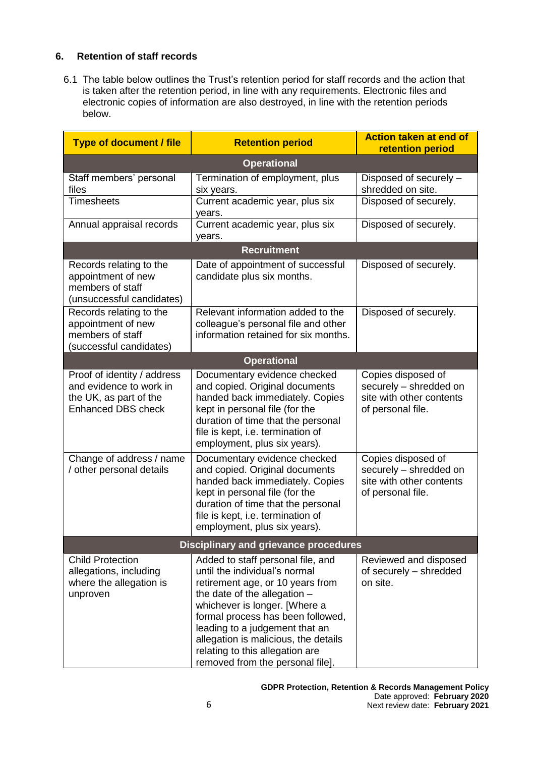## 6. Retention of staff records

6.1 The table below outlines the Trust's retention period for staff records and the action that is taken after the retention period, in line with any requirements. Electronic files and electronic copies of information are also destroyed, in line with the retention periods below.

| Type of document / file | Retention period | Action taken at end of retention period |
|---|---|---|
| **Operational** | | |
| Staff members' personal files | Termination of employment, plus six years. | Disposed of securely – shredded on site. |
| Timesheets | Current academic year, plus six years. | Disposed of securely. |
| Annual appraisal records | Current academic year, plus six years. | Disposed of securely. |
| **Recruitment** | | |
| Records relating to the appointment of new members of staff (unsuccessful candidates) | Date of appointment of successful candidate plus six months. | Disposed of securely. |
| Records relating to the appointment of new members of staff (successful candidates) | Relevant information added to the colleague's personal file and other information retained for six months. | Disposed of securely. |
| **Operational** | | |
| Proof of identity / address and evidence to work in the UK, as part of the Enhanced DBS check | Documentary evidence checked and copied. Original documents handed back immediately. Copies kept in personal file (for the duration of time that the personal file is kept, i.e. termination of employment, plus six years). | Copies disposed of securely – shredded on site with other contents of personal file. |
| Change of address / name / other personal details | Documentary evidence checked and copied. Original documents handed back immediately. Copies kept in personal file (for the duration of time that the personal file is kept, i.e. termination of employment, plus six years). | Copies disposed of securely – shredded on site with other contents of personal file. |
| **Disciplinary and grievance procedures** | | |
| Child Protection allegations, including where the allegation is unproven | Added to staff personal file, and until the individual's normal retirement age, or 10 years from the date of the allegation – whichever is longer. [Where a formal process has been followed, leading to a judgement that an allegation is malicious, the details relating to this allegation are removed from the personal file]. | Reviewed and disposed of securely – shredded on site. |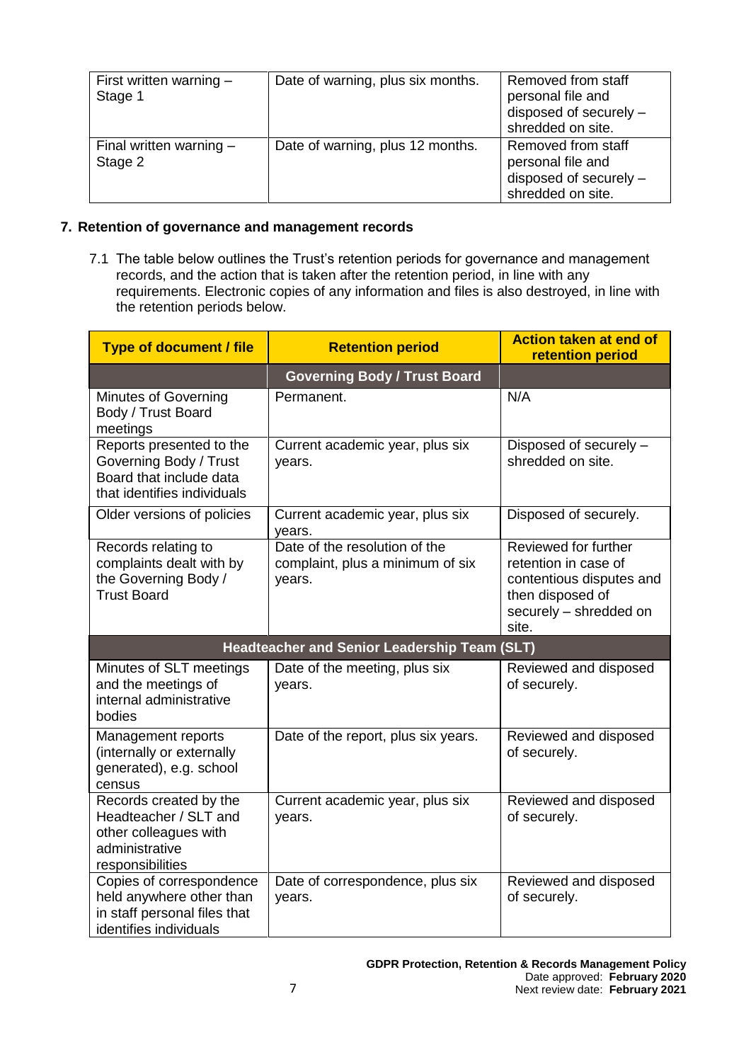| First written warning – Stage 1 | Date of warning, plus six months. | Removed from staff personal file and disposed of securely – shredded on site. |
|---|---|---|
| Final written warning – Stage 2 | Date of warning, plus 12 months. | Removed from staff personal file and disposed of securely – shredded on site. |

## 7. Retention of governance and management records

7.1 The table below outlines the Trust's retention periods for governance and management records, and the action that is taken after the retention period, in line with any requirements. Electronic copies of any information and files is also destroyed, in line with the retention periods below.

| Type of document / file | Retention period | Action taken at end of retention period |
|---|---|---|
| | **Governing Body / Trust Board** | |
| Minutes of Governing Body / Trust Board meetings | Permanent. | N/A |
| Reports presented to the Governing Body / Trust Board that include data that identifies individuals | Current academic year, plus six years. | Disposed of securely – shredded on site. |
| Older versions of policies | Current academic year, plus six years. | Disposed of securely. |
| Records relating to complaints dealt with by the Governing Body / Trust Board | Date of the resolution of the complaint, plus a minimum of six years. | Reviewed for further retention in case of contentious disputes and then disposed of securely – shredded on site. |
| **Headteacher and Senior Leadership Team (SLT)** | | |
| Minutes of SLT meetings and the meetings of internal administrative bodies | Date of the meeting, plus six years. | Reviewed and disposed of securely. |
| Management reports (internally or externally generated), e.g. school census | Date of the report, plus six years. | Reviewed and disposed of securely. |
| Records created by the Headteacher / SLT and other colleagues with administrative responsibilities | Current academic year, plus six years. | Reviewed and disposed of securely. |
| Copies of correspondence held anywhere other than in staff personal files that identifies individuals | Date of correspondence, plus six years. | Reviewed and disposed of securely. |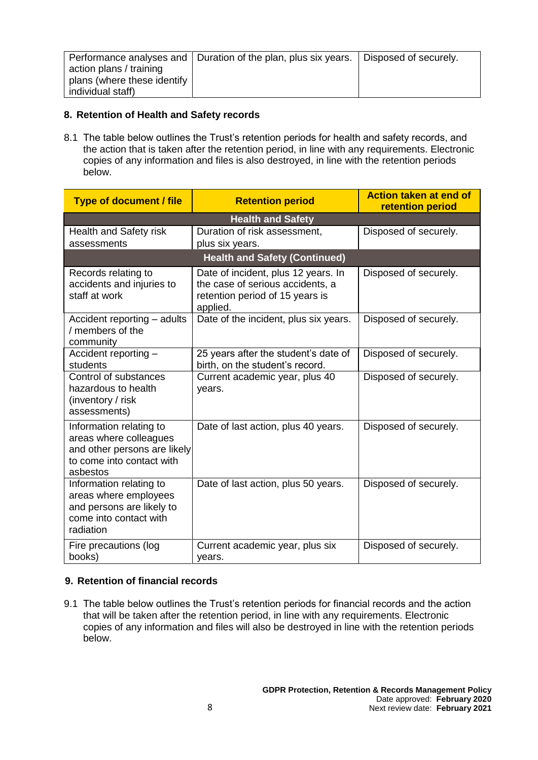| Performance analyses and action plans / training plans (where these identify individual staff) | Duration of the plan, plus six years. | Disposed of securely. |
|---|---|---|

## 8. Retention of Health and Safety records

8.1 The table below outlines the Trust's retention periods for health and safety records, and the action that is taken after the retention period, in line with any requirements. Electronic copies of any information and files is also destroyed, in line with the retention periods below.

| Type of document / file | Retention period | Action taken at end of retention period |
|---|---|---|
| **Health and Safety** | | |
| Health and Safety risk assessments | Duration of risk assessment, plus six years. | Disposed of securely. |
| **Health and Safety (Continued)** | | |
| Records relating to accidents and injuries to staff at work | Date of incident, plus 12 years. In the case of serious accidents, a retention period of 15 years is applied. | Disposed of securely. |
| Accident reporting – adults / members of the community | Date of the incident, plus six years. | Disposed of securely. |
| Accident reporting – students | 25 years after the student's date of birth, on the student's record. | Disposed of securely. |
| Control of substances hazardous to health (inventory / risk assessments) | Current academic year, plus 40 years. | Disposed of securely. |
| Information relating to areas where colleagues and other persons are likely to come into contact with asbestos | Date of last action, plus 40 years. | Disposed of securely. |
| Information relating to areas where employees and persons are likely to come into contact with radiation | Date of last action, plus 50 years. | Disposed of securely. |
| Fire precautions (log books) | Current academic year, plus six years. | Disposed of securely. |

## 9. Retention of financial records

9.1 The table below outlines the Trust's retention periods for financial records and the action that will be taken after the retention period, in line with any requirements. Electronic copies of any information and files will also be destroyed in line with the retention periods below.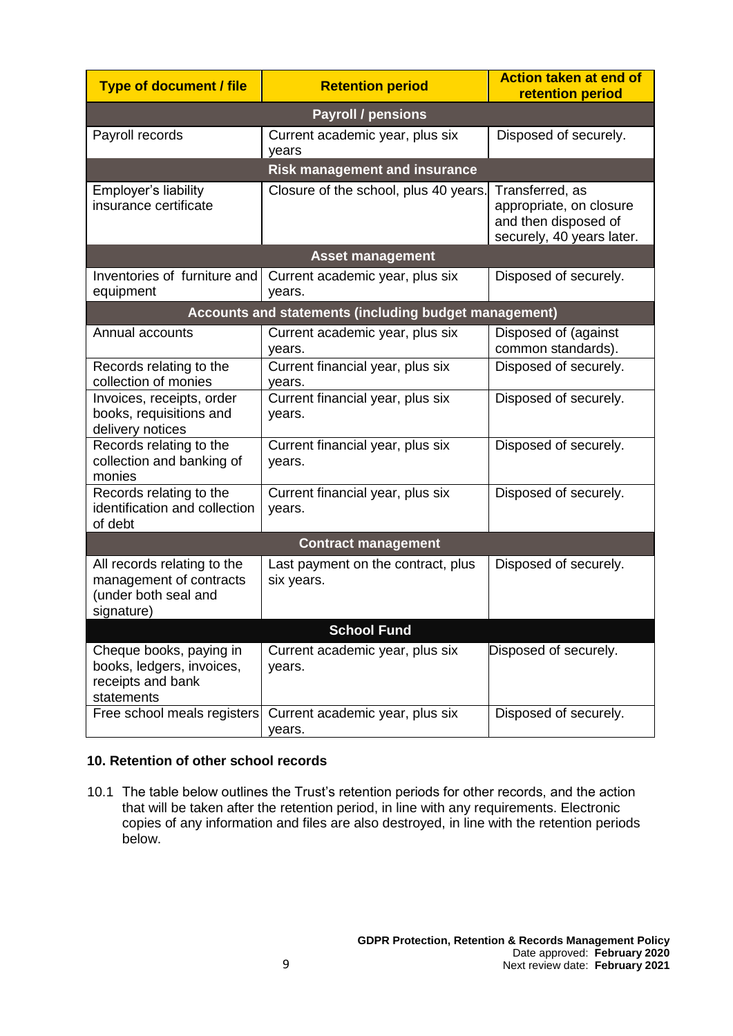| Type of document / file | Retention period | Action taken at end of retention period |
|---|---|---|
| **Payroll / pensions** | | |
| Payroll records | Current academic year, plus six years | Disposed of securely. |
| **Risk management and insurance** | | |
| Employer's liability insurance certificate | Closure of the school, plus 40 years. | Transferred, as appropriate, on closure and then disposed of securely, 40 years later. |
| **Asset management** | | |
| Inventories of furniture and equipment | Current academic year, plus six years. | Disposed of securely. |
| **Accounts and statements (including budget management)** | | |
| Annual accounts | Current academic year, plus six years. | Disposed of (against common standards). |
| Records relating to the collection of monies | Current financial year, plus six years. | Disposed of securely. |
| Invoices, receipts, order books, requisitions and delivery notices | Current financial year, plus six years. | Disposed of securely. |
| Records relating to the collection and banking of monies | Current financial year, plus six years. | Disposed of securely. |
| Records relating to the identification and collection of debt | Current financial year, plus six years. | Disposed of securely. |
| **Contract management** | | |
| All records relating to the management of contracts (under both seal and signature) | Last payment on the contract, plus six years. | Disposed of securely. |
| **School Fund** | | |
| Cheque books, paying in books, ledgers, invoices, receipts and bank statements | Current academic year, plus six years. | Disposed of securely. |
| Free school meals registers | Current academic year, plus six years. | Disposed of securely. |

### 10. Retention of other school records

10.1 The table below outlines the Trust's retention periods for other records, and the action that will be taken after the retention period, in line with any requirements. Electronic copies of any information and files are also destroyed, in line with the retention periods below.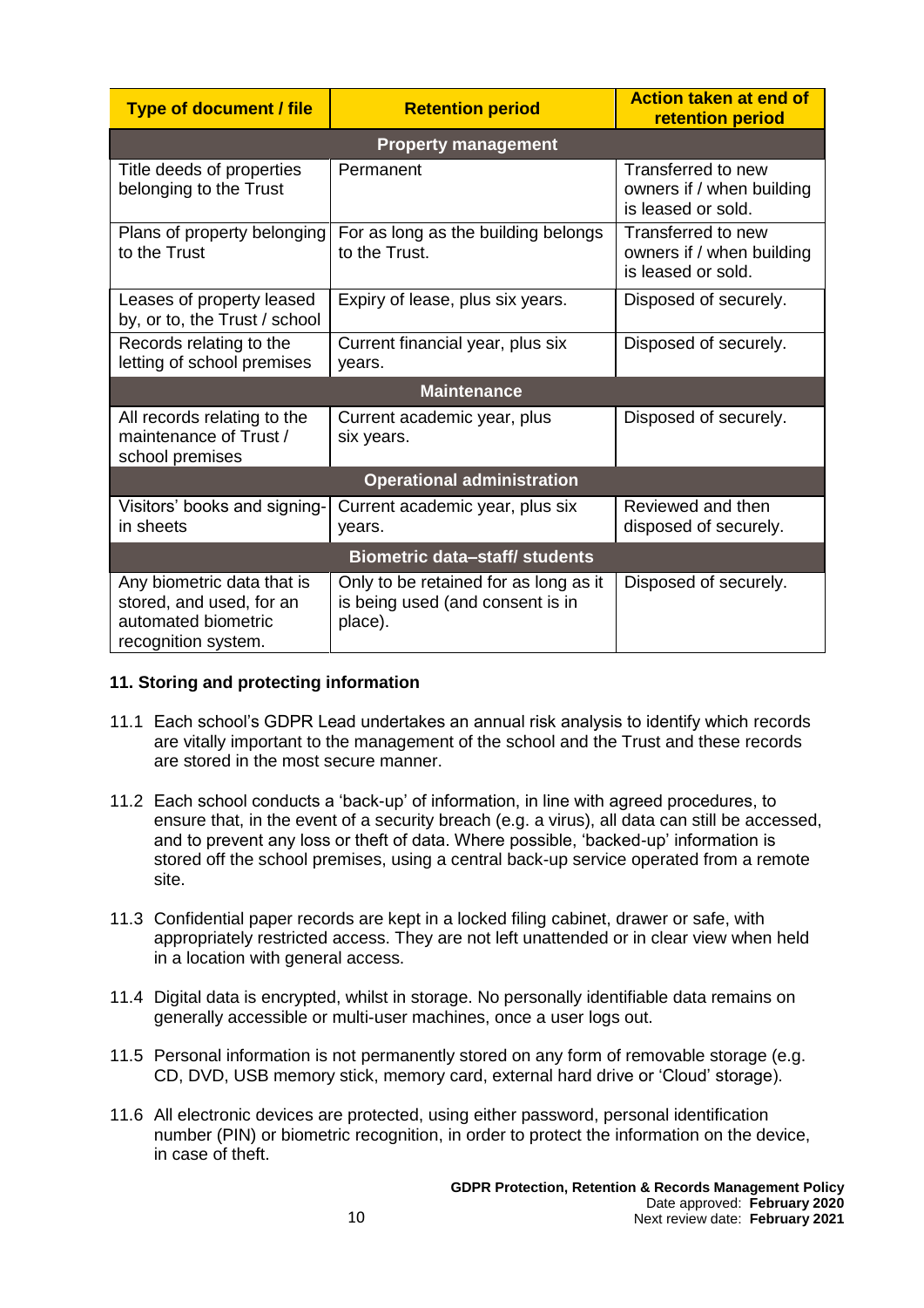| Type of document / file | Retention period | Action taken at end of retention period |
|---|---|---|
| **Property management** | | |
| Title deeds of properties belonging to the Trust | Permanent | Transferred to new owners if / when building is leased or sold. |
| Plans of property belonging to the Trust | For as long as the building belongs to the Trust. | Transferred to new owners if / when building is leased or sold. |
| Leases of property leased by, or to, the Trust / school | Expiry of lease, plus six years. | Disposed of securely. |
| Records relating to the letting of school premises | Current financial year, plus six years. | Disposed of securely. |
| **Maintenance** | | |
| All records relating to the maintenance of Trust / school premises | Current academic year, plus six years. | Disposed of securely. |
| **Operational administration** | | |
| Visitors' books and signing-in sheets | Current academic year, plus six years. | Reviewed and then disposed of securely. |
| **Biometric data–staff/ students** | | |
| Any biometric data that is stored, and used, for an automated biometric recognition system. | Only to be retained for as long as it is being used (and consent is in place). | Disposed of securely. |

**11. Storing and protecting information**

11.1 Each school's GDPR Lead undertakes an annual risk analysis to identify which records are vitally important to the management of the school and the Trust and these records are stored in the most secure manner.

11.2 Each school conducts a 'back-up' of information, in line with agreed procedures, to ensure that, in the event of a security breach (e.g. a virus), all data can still be accessed, and to prevent any loss or theft of data. Where possible, 'backed-up' information is stored off the school premises, using a central back-up service operated from a remote site.

11.3 Confidential paper records are kept in a locked filing cabinet, drawer or safe, with appropriately restricted access. They are not left unattended or in clear view when held in a location with general access.

11.4 Digital data is encrypted, whilst in storage. No personally identifiable data remains on generally accessible or multi-user machines, once a user logs out.

11.5 Personal information is not permanently stored on any form of removable storage (e.g. CD, DVD, USB memory stick, memory card, external hard drive or 'Cloud' storage).

11.6 All electronic devices are protected, using either password, personal identification number (PIN) or biometric recognition, in order to protect the information on the device, in case of theft.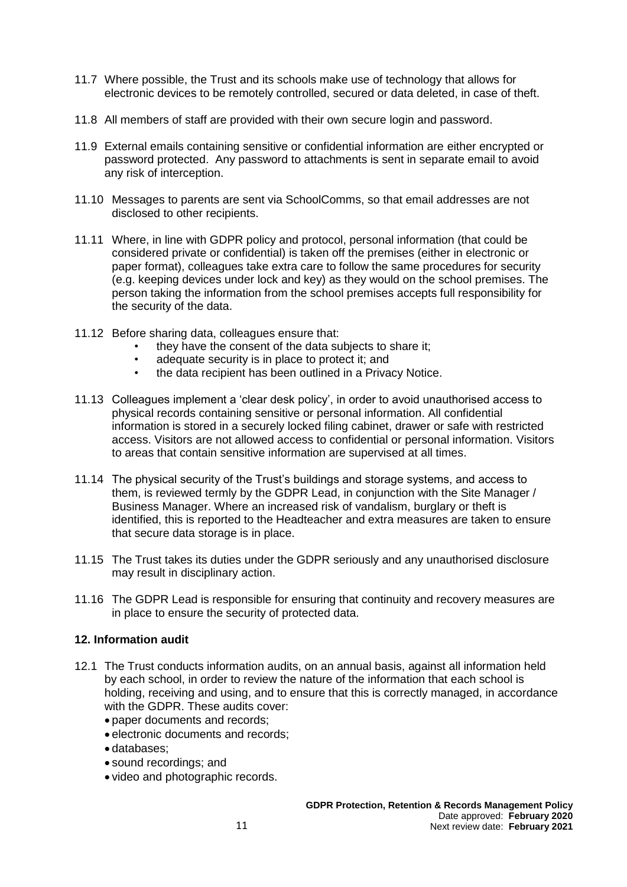11.7 Where possible, the Trust and its schools make use of technology that allows for electronic devices to be remotely controlled, secured or data deleted, in case of theft.

11.8 All members of staff are provided with their own secure login and password.

11.9 External emails containing sensitive or confidential information are either encrypted or password protected. Any password to attachments is sent in separate email to avoid any risk of interception.

11.10 Messages to parents are sent via SchoolComms, so that email addresses are not disclosed to other recipients.

11.11 Where, in line with GDPR policy and protocol, personal information (that could be considered private or confidential) is taken off the premises (either in electronic or paper format), colleagues take extra care to follow the same procedures for security (e.g. keeping devices under lock and key) as they would on the school premises. The person taking the information from the school premises accepts full responsibility for the security of the data.

11.12 Before sharing data, colleagues ensure that:

- they have the consent of the data subjects to share it;
- adequate security is in place to protect it; and
- the data recipient has been outlined in a Privacy Notice.

11.13 Colleagues implement a 'clear desk policy', in order to avoid unauthorised access to physical records containing sensitive or personal information. All confidential information is stored in a securely locked filing cabinet, drawer or safe with restricted access. Visitors are not allowed access to confidential or personal information. Visitors to areas that contain sensitive information are supervised at all times.

11.14 The physical security of the Trust's buildings and storage systems, and access to them, is reviewed termly by the GDPR Lead, in conjunction with the Site Manager / Business Manager. Where an increased risk of vandalism, burglary or theft is identified, this is reported to the Headteacher and extra measures are taken to ensure that secure data storage is in place.

11.15 The Trust takes its duties under the GDPR seriously and any unauthorised disclosure may result in disciplinary action.

11.16 The GDPR Lead is responsible for ensuring that continuity and recovery measures are in place to ensure the security of protected data.

## 12. Information audit

12.1 The Trust conducts information audits, on an annual basis, against all information held by each school, in order to review the nature of the information that each school is holding, receiving and using, and to ensure that this is correctly managed, in accordance with the GDPR. These audits cover:

- paper documents and records;
- electronic documents and records;
- databases;
- sound recordings; and
- video and photographic records.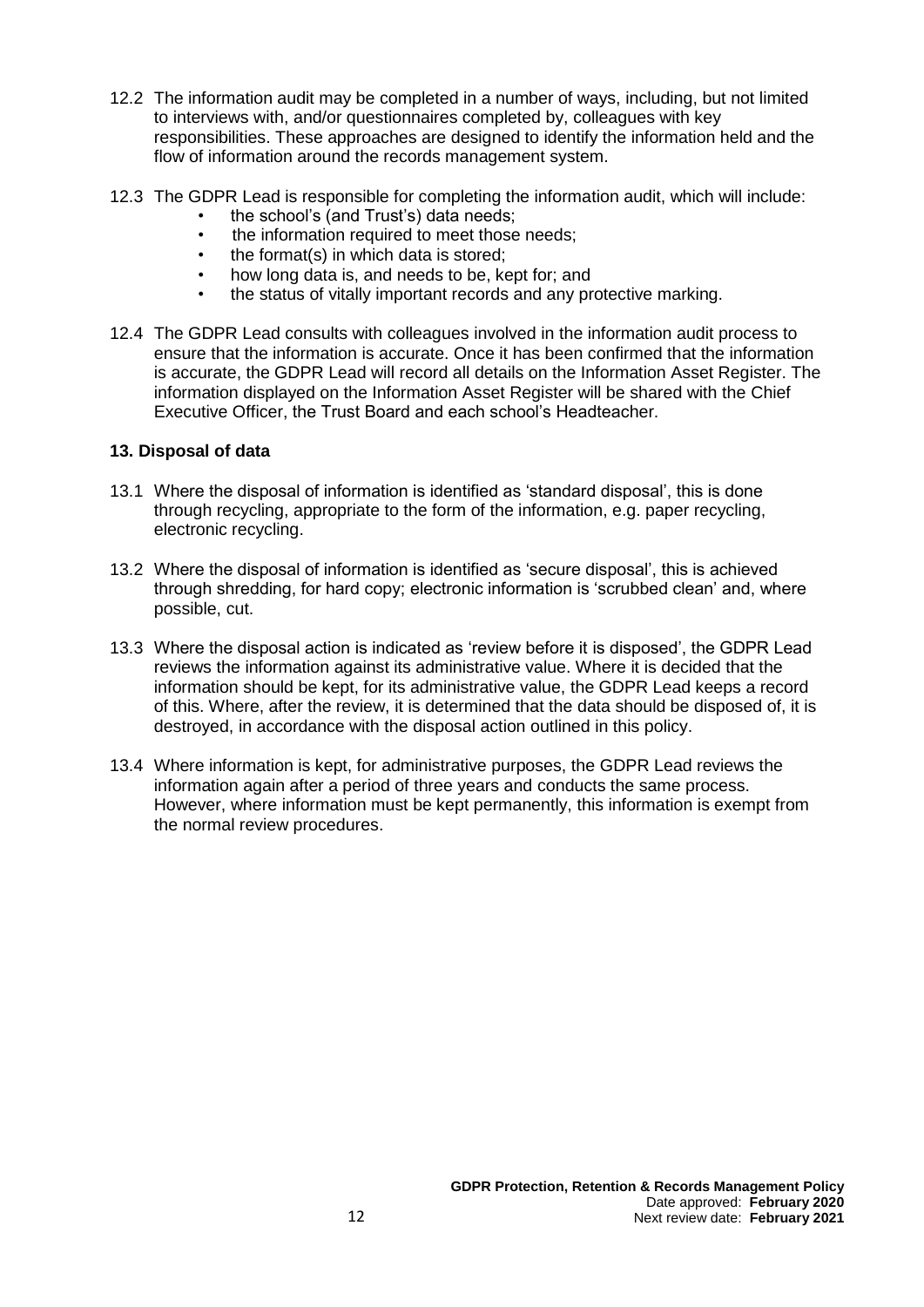12.2 The information audit may be completed in a number of ways, including, but not limited to interviews with, and/or questionnaires completed by, colleagues with key responsibilities. These approaches are designed to identify the information held and the flow of information around the records management system.

12.3 The GDPR Lead is responsible for completing the information audit, which will include:

- the school's (and Trust's) data needs;
- the information required to meet those needs;
- the format(s) in which data is stored;
- how long data is, and needs to be, kept for; and
- the status of vitally important records and any protective marking.

12.4 The GDPR Lead consults with colleagues involved in the information audit process to ensure that the information is accurate. Once it has been confirmed that the information is accurate, the GDPR Lead will record all details on the Information Asset Register. The information displayed on the Information Asset Register will be shared with the Chief Executive Officer, the Trust Board and each school's Headteacher.

### 13. Disposal of data

13.1 Where the disposal of information is identified as 'standard disposal', this is done through recycling, appropriate to the form of the information, e.g. paper recycling, electronic recycling.

13.2 Where the disposal of information is identified as 'secure disposal', this is achieved through shredding, for hard copy; electronic information is 'scrubbed clean' and, where possible, cut.

13.3 Where the disposal action is indicated as 'review before it is disposed', the GDPR Lead reviews the information against its administrative value. Where it is decided that the information should be kept, for its administrative value, the GDPR Lead keeps a record of this. Where, after the review, it is determined that the data should be disposed of, it is destroyed, in accordance with the disposal action outlined in this policy.

13.4 Where information is kept, for administrative purposes, the GDPR Lead reviews the information again after a period of three years and conducts the same process. However, where information must be kept permanently, this information is exempt from the normal review procedures.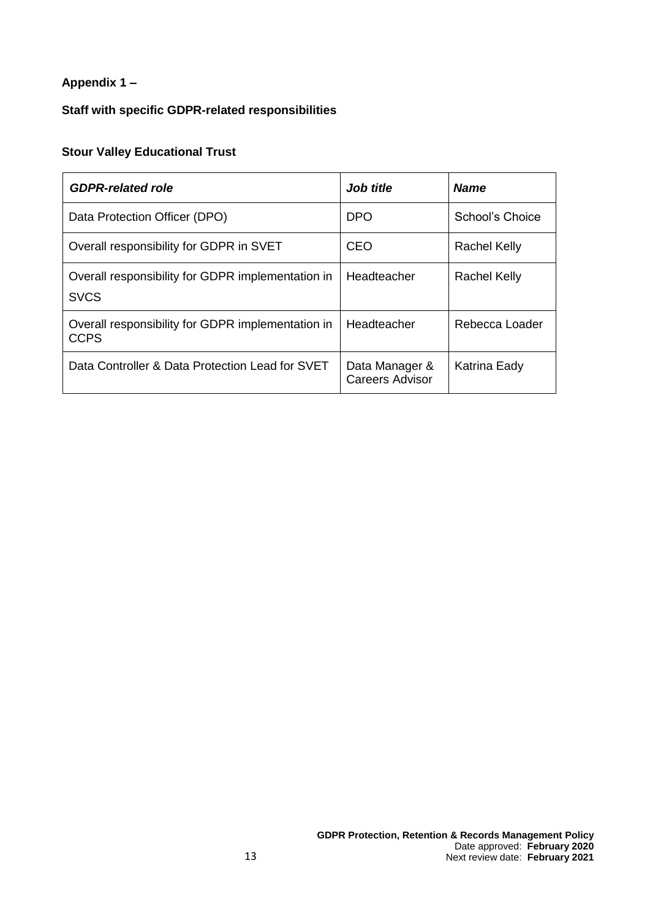**Appendix 1 –**

**Staff with specific GDPR-related responsibilities**

**Stour Valley Educational Trust**

| ***GDPR-related role*** | ***Job title*** | ***Name*** |
|---|---|---|
| Data Protection Officer (DPO) | DPO | School's Choice |
| Overall responsibility for GDPR in SVET | CEO | Rachel Kelly |
| Overall responsibility for GDPR implementation in SVCS | Headteacher | Rachel Kelly |
| Overall responsibility for GDPR implementation in CCPS | Headteacher | Rebecca Loader |
| Data Controller & Data Protection Lead for SVET | Data Manager & Careers Advisor | Katrina Eady |